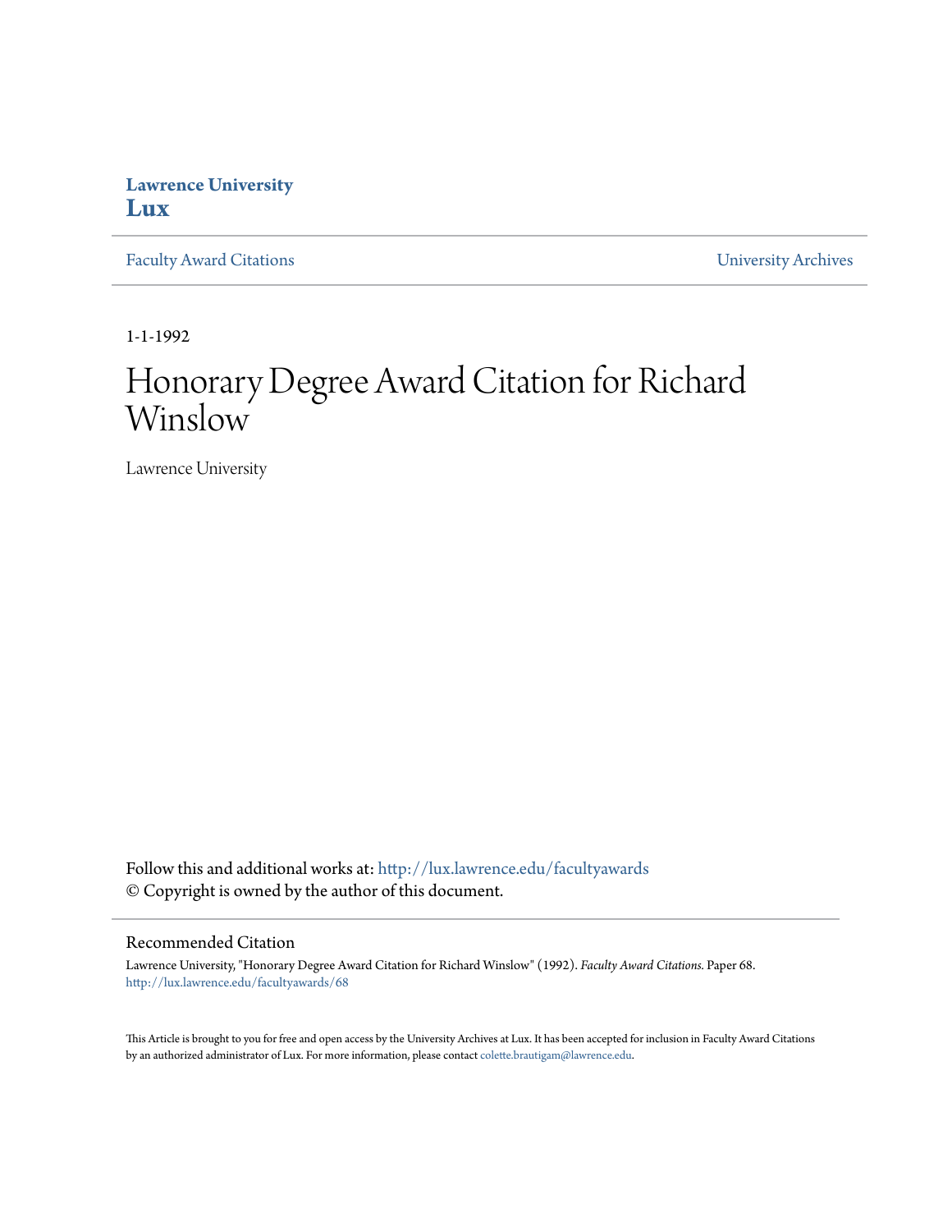Lawrence University
**Lux**

Faculty Award Citations | University Archives

1-1-1992

# Honorary Degree Award Citation for Richard Winslow

Lawrence University

Follow this and additional works at: http://lux.lawrence.edu/facultyawards
© Copyright is owned by the author of this document.

## Recommended Citation

Lawrence University, "Honorary Degree Award Citation for Richard Winslow" (1992). *Faculty Award Citations.* Paper 68.
http://lux.lawrence.edu/facultyawards/68

This Article is brought to you for free and open access by the University Archives at Lux. It has been accepted for inclusion in Faculty Award Citations by an authorized administrator of Lux. For more information, please contact colette.brautigam@lawrence.edu.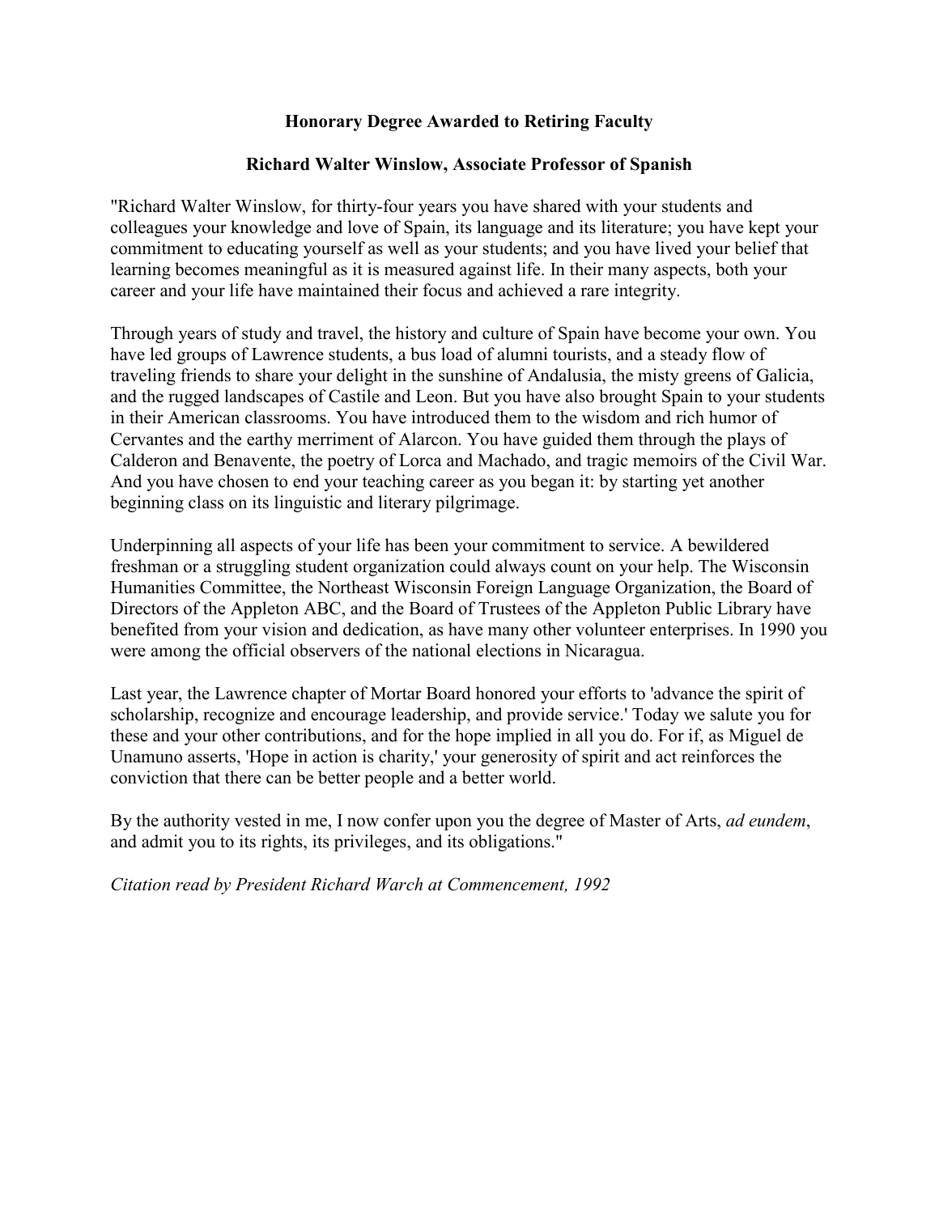**Honorary Degree Awarded to Retiring Faculty**

**Richard Walter Winslow, Associate Professor of Spanish**

"Richard Walter Winslow, for thirty-four years you have shared with your students and colleagues your knowledge and love of Spain, its language and its literature; you have kept your commitment to educating yourself as well as your students; and you have lived your belief that learning becomes meaningful as it is measured against life. In their many aspects, both your career and your life have maintained their focus and achieved a rare integrity.

Through years of study and travel, the history and culture of Spain have become your own. You have led groups of Lawrence students, a bus load of alumni tourists, and a steady flow of traveling friends to share your delight in the sunshine of Andalusia, the misty greens of Galicia, and the rugged landscapes of Castile and Leon. But you have also brought Spain to your students in their American classrooms. You have introduced them to the wisdom and rich humor of Cervantes and the earthy merriment of Alarcon. You have guided them through the plays of Calderon and Benavente, the poetry of Lorca and Machado, and tragic memoirs of the Civil War. And you have chosen to end your teaching career as you began it: by starting yet another beginning class on its linguistic and literary pilgrimage.

Underpinning all aspects of your life has been your commitment to service. A bewildered freshman or a struggling student organization could always count on your help. The Wisconsin Humanities Committee, the Northeast Wisconsin Foreign Language Organization, the Board of Directors of the Appleton ABC, and the Board of Trustees of the Appleton Public Library have benefited from your vision and dedication, as have many other volunteer enterprises. In 1990 you were among the official observers of the national elections in Nicaragua.

Last year, the Lawrence chapter of Mortar Board honored your efforts to 'advance the spirit of scholarship, recognize and encourage leadership, and provide service.' Today we salute you for these and your other contributions, and for the hope implied in all you do. For if, as Miguel de Unamuno asserts, 'Hope in action is charity,' your generosity of spirit and act reinforces the conviction that there can be better people and a better world.

By the authority vested in me, I now confer upon you the degree of Master of Arts, *ad eundem*, and admit you to its rights, its privileges, and its obligations."

*Citation read by President Richard Warch at Commencement, 1992*